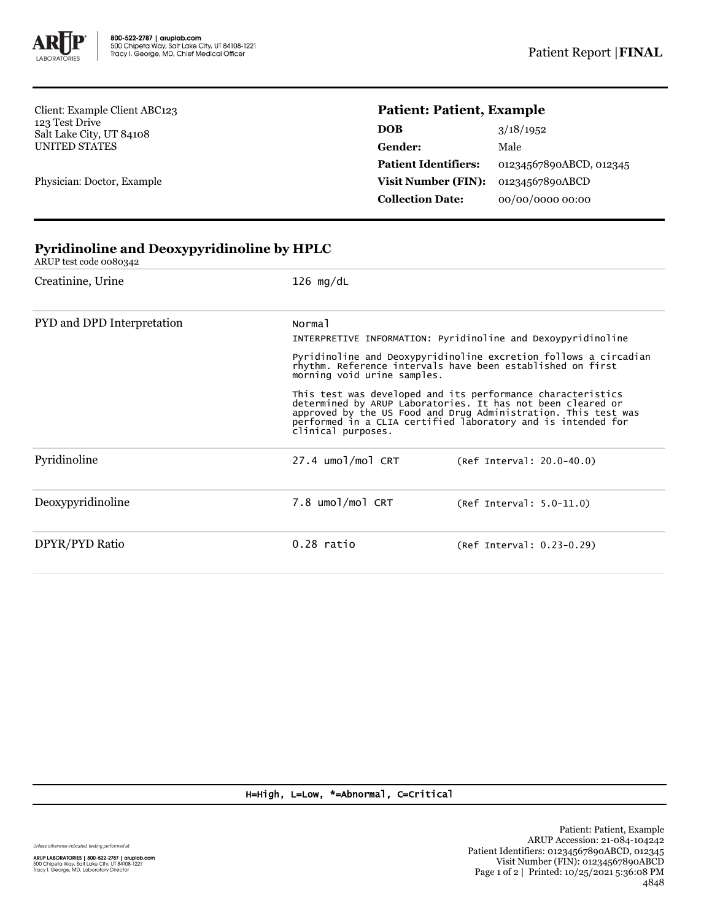Client: Example Client ABC123
123 Test Drive
Salt Lake City, UT 84108
UNITED STATES

Physician: Doctor, Example

## Patient: Patient, Example

| | |
|---|---|
| **DOB** | 3/18/1952 |
| **Gender:** | Male |
| **Patient Identifiers:** | 01234567890ABCD, 012345 |
| **Visit Number (FIN):** | 01234567890ABCD |
| **Collection Date:** | 00/00/0000 00:00 |

## Pyridinoline and Deoxypyridinoline by HPLC

ARUP test code 0080342

| | | |
|---|---|---|
| Creatinine, Urine | 126 mg/dL | |
| PYD and DPD Interpretation | Normal<br>INTERPRETIVE INFORMATION: Pyridinoline and Dexoypyridinoline<br><br>Pyridinoline and Deoxypyridinoline excretion follows a circadian rhythm. Reference intervals have been established on first morning void urine samples.<br><br>This test was developed and its performance characteristics determined by ARUP Laboratories. It has not been cleared or approved by the US Food and Drug Administration. This test was performed in a CLIA certified laboratory and is intended for clinical purposes. | |
| Pyridinoline | 27.4 umol/mol CRT | (Ref Interval: 20.0-40.0) |
| Deoxypyridinoline | 7.8 umol/mol CRT | (Ref Interval: 5.0-11.0) |
| DPYR/PYD Ratio | 0.28 ratio | (Ref Interval: 0.23-0.29) |

H=High, L=Low, *=Abnormal, C=Critical

Unless otherwise indicated, testing performed at:

ARUP LABORATORIES | 800-522-2787 | aruplab.com
500 Chipeta Way, Salt Lake City, UT 84108-1221
Tracy I. George, MD, Laboratory Director

Patient: Patient, Example
ARUP Accession: 21-084-104242
Patient Identifiers: 01234567890ABCD, 012345
Visit Number (FIN): 01234567890ABCD
Printed: 10/25/2021 5:36:08 PM
4848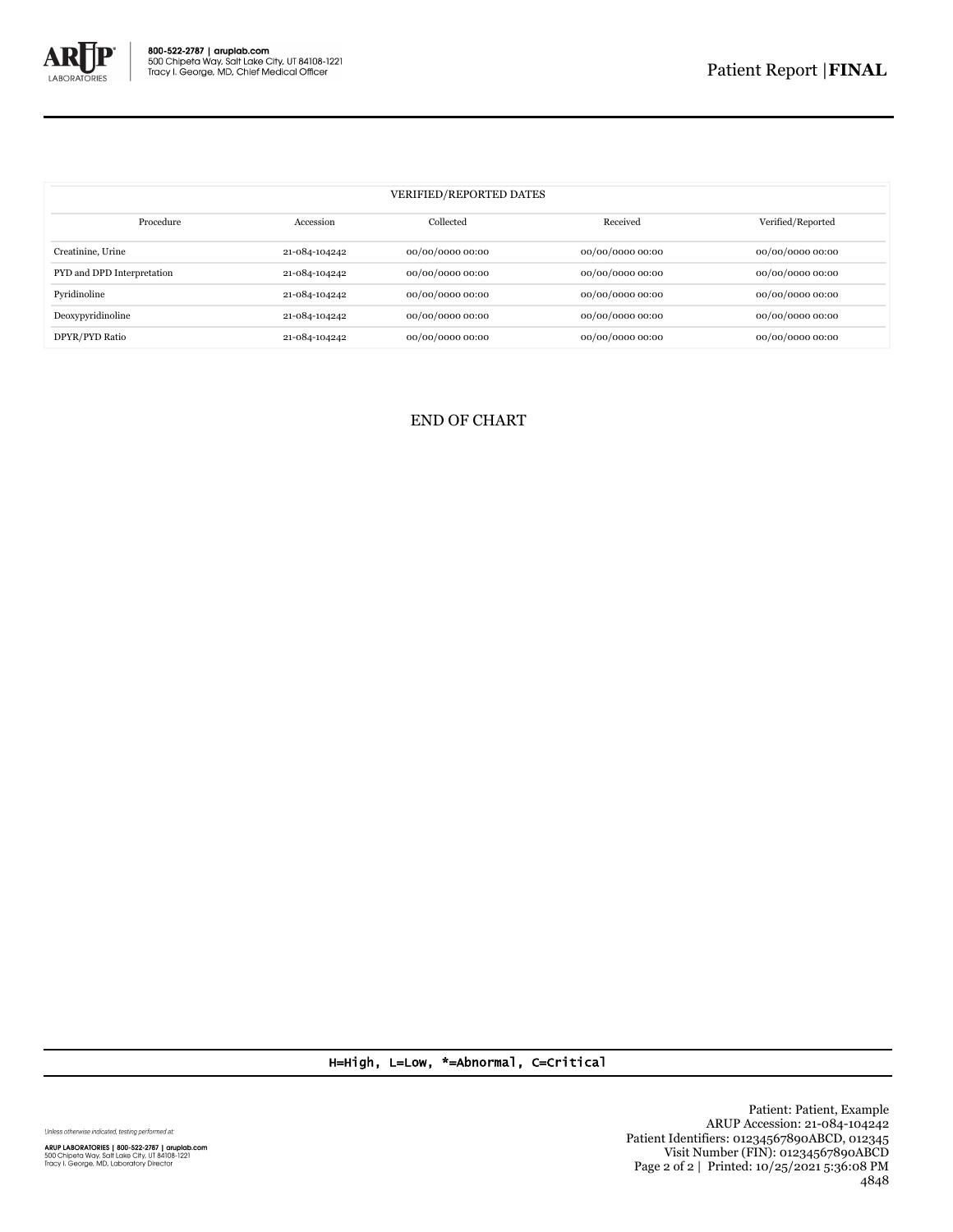| VERIFIED/REPORTED DATES | | | | |
|---|---|---|---|---|
| Procedure | Accession | Collected | Received | Verified/Reported |
| Creatinine, Urine | 21-084-104242 | 00/00/0000 00:00 | 00/00/0000 00:00 | 00/00/0000 00:00 |
| PYD and DPD Interpretation | 21-084-104242 | 00/00/0000 00:00 | 00/00/0000 00:00 | 00/00/0000 00:00 |
| Pyridinoline | 21-084-104242 | 00/00/0000 00:00 | 00/00/0000 00:00 | 00/00/0000 00:00 |
| Deoxypyridinoline | 21-084-104242 | 00/00/0000 00:00 | 00/00/0000 00:00 | 00/00/0000 00:00 |
| DPYR/PYD Ratio | 21-084-104242 | 00/00/0000 00:00 | 00/00/0000 00:00 | 00/00/0000 00:00 |

END OF CHART

H=High, L=Low, *=Abnormal, C=Critical

Unless otherwise indicated, testing performed at:

ARUP LABORATORIES | 800-522-2787 | aruplab.com
500 Chipeta Way, Salt Lake City, UT 84108-1221
Tracy I. George, MD, Laboratory Director

Patient: Patient, Example
ARUP Accession: 21-084-104242
Patient Identifiers: 01234567890ABCD, 012345
Visit Number (FIN): 01234567890ABCD
Printed: 10/25/2021 5:36:08 PM
4848